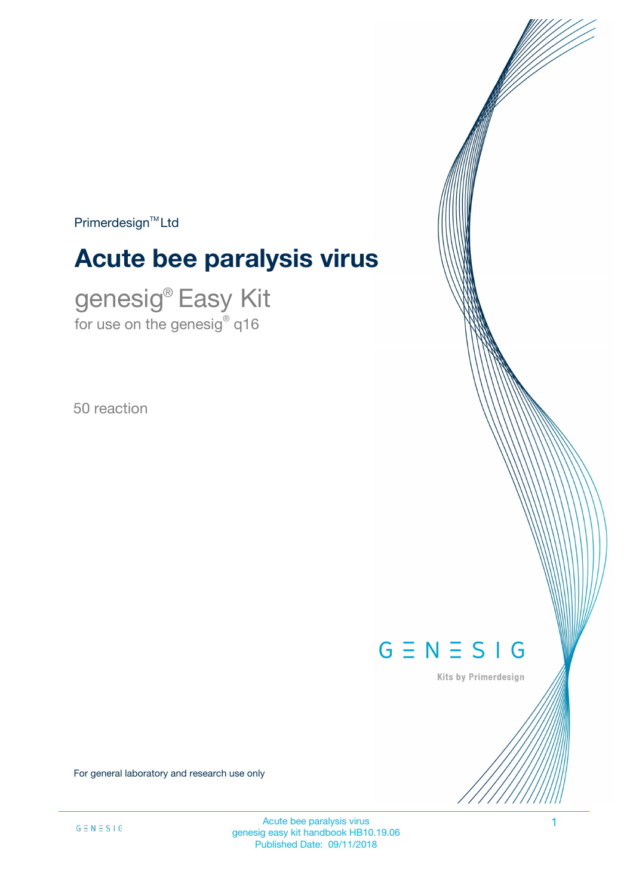Primerdesign™ Ltd

# Acute bee paralysis virus

## genesig® Easy Kit

for use on the genesig® q16

50 reaction

GENESIG

Kits by Primerdesign

For general laboratory and research use only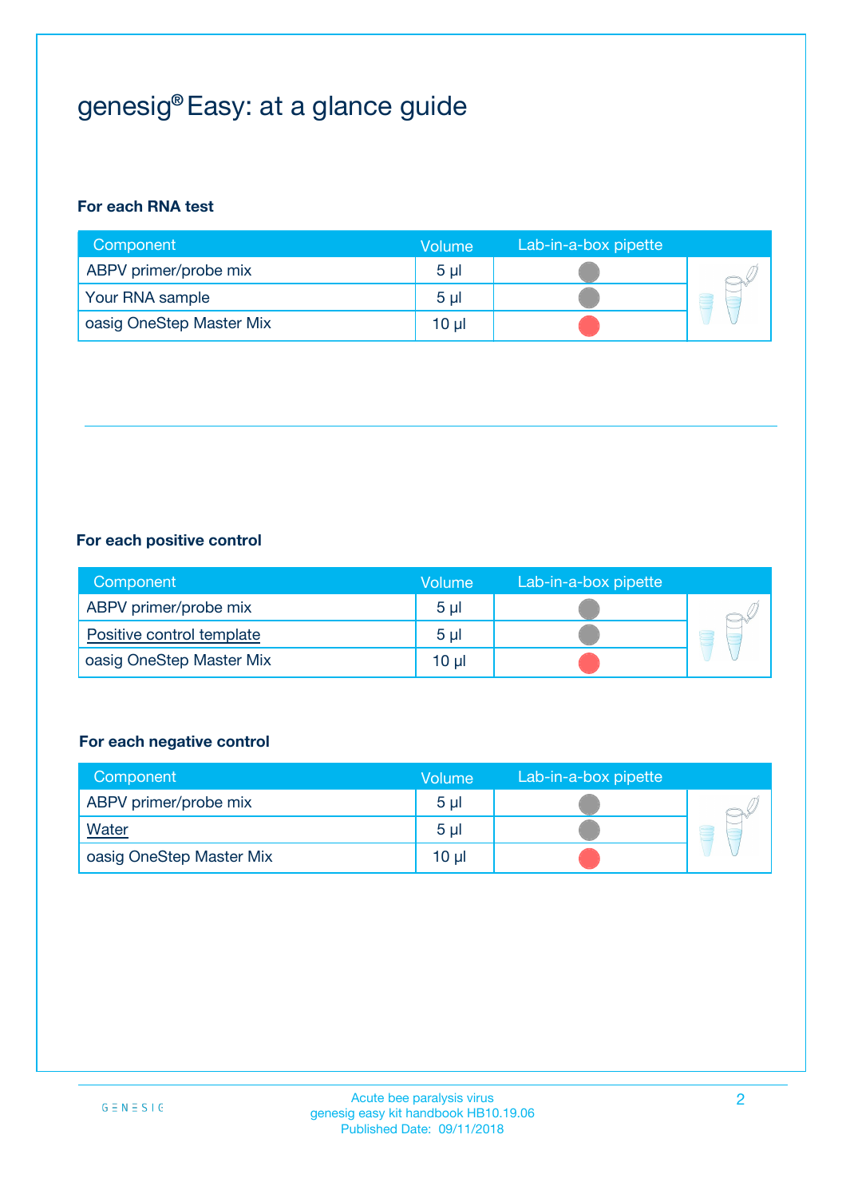# genesig® Easy: at a glance guide

**For each RNA test**

| Component | Volume | Lab-in-a-box pipette |
|---|---|---|
| ABPV primer/probe mix | 5 µl | |
| Your RNA sample | 5 µl | |
| oasig OneStep Master Mix | 10 µl | |

**For each positive control**

| Component | Volume | Lab-in-a-box pipette |
|---|---|---|
| ABPV primer/probe mix | 5 µl | |
| Positive control template | 5 µl | |
| oasig OneStep Master Mix | 10 µl | |

**For each negative control**

| Component | Volume | Lab-in-a-box pipette |
|---|---|---|
| ABPV primer/probe mix | 5 µl | |
| Water | 5 µl | |
| oasig OneStep Master Mix | 10 µl | |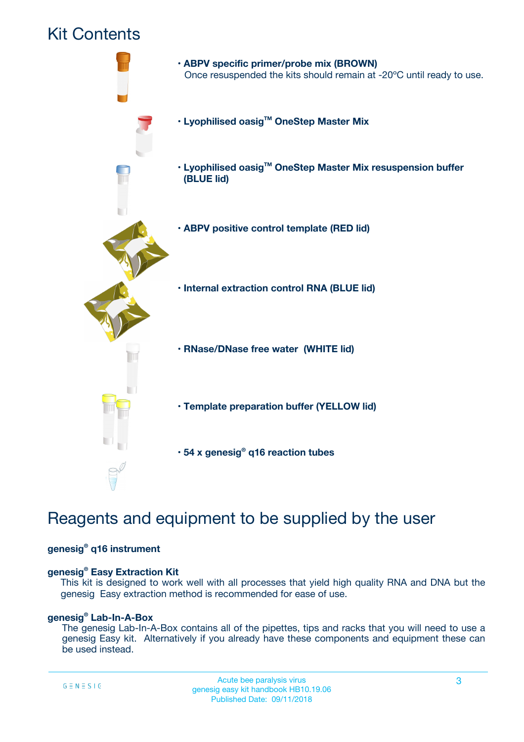# Kit Contents

- **ABPV specific primer/probe mix (BROWN)**
  Once resuspended the kits should remain at -20ºC until ready to use.
- **Lyophilised oasig™ OneStep Master Mix**
- **Lyophilised oasig™ OneStep Master Mix resuspension buffer (BLUE lid)**
- **ABPV positive control template (RED lid)**
- **Internal extraction control RNA (BLUE lid)**
- **RNase/DNase free water (WHITE lid)**
- **Template preparation buffer (YELLOW lid)**
- **54 x genesig® q16 reaction tubes**

# Reagents and equipment to be supplied by the user

**genesig® q16 instrument**

**genesig® Easy Extraction Kit**

This kit is designed to work well with all processes that yield high quality RNA and DNA but the genesig Easy extraction method is recommended for ease of use.

**genesig® Lab-In-A-Box**

The genesig Lab-In-A-Box contains all of the pipettes, tips and racks that you will need to use a genesig Easy kit. Alternatively if you already have these components and equipment these can be used instead.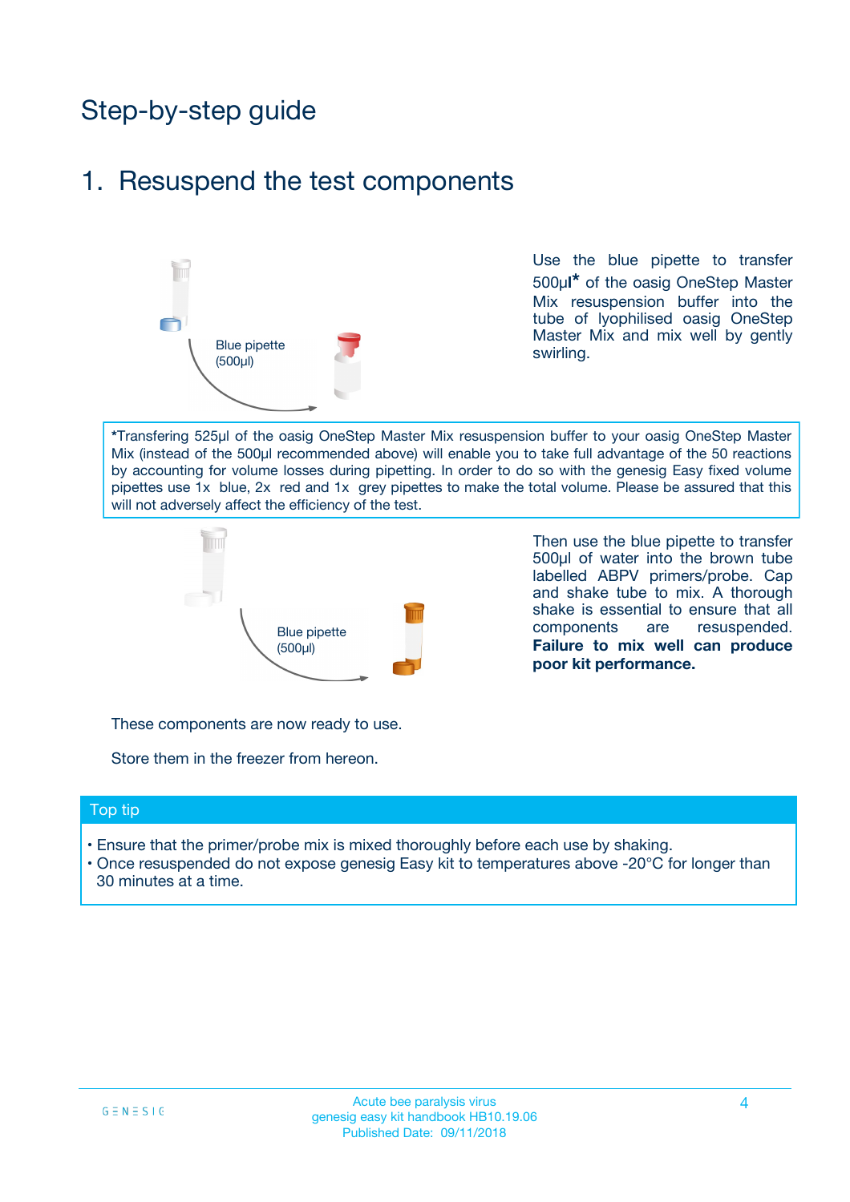# Step-by-step guide

## 1. Resuspend the test components

Blue pipette (500µl)

Use the blue pipette to transfer 500µl* of the oasig OneStep Master Mix resuspension buffer into the tube of lyophilised oasig OneStep Master Mix and mix well by gently swirling.

*Transfering 525µl of the oasig OneStep Master Mix resuspension buffer to your oasig OneStep Master Mix (instead of the 500µl recommended above) will enable you to take full advantage of the 50 reactions by accounting for volume losses during pipetting. In order to do so with the genesig Easy fixed volume pipettes use 1x blue, 2x red and 1x grey pipettes to make the total volume. Please be assured that this will not adversely affect the efficiency of the test.

Blue pipette (500µl)

Then use the blue pipette to transfer 500µl of water into the brown tube labelled ABPV primers/probe. Cap and shake tube to mix. A thorough shake is essential to ensure that all components are resuspended. **Failure to mix well can produce poor kit performance.**

These components are now ready to use.

Store them in the freezer from hereon.

### Top tip

- Ensure that the primer/probe mix is mixed thoroughly before each use by shaking.
- Once resuspended do not expose genesig Easy kit to temperatures above -20°C for longer than 30 minutes at a time.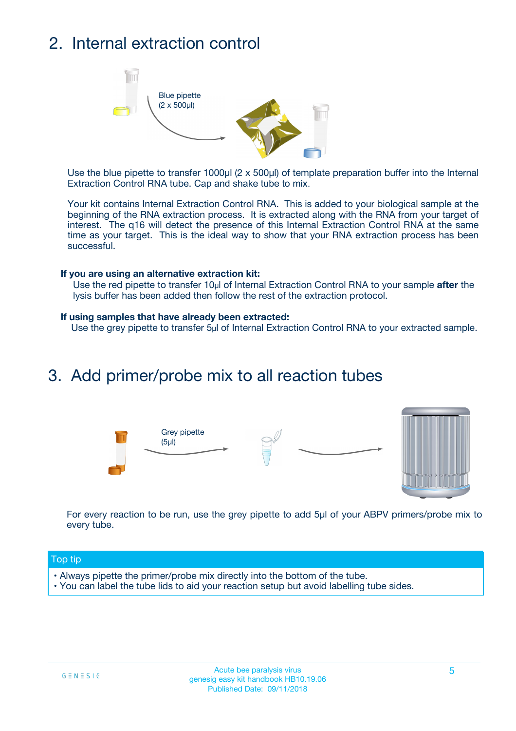## 2. Internal extraction control

Blue pipette
(2 x 500µl)

Use the blue pipette to transfer 1000µl (2 x 500µl) of template preparation buffer into the Internal Extraction Control RNA tube. Cap and shake tube to mix.

Your kit contains Internal Extraction Control RNA. This is added to your biological sample at the beginning of the RNA extraction process. It is extracted along with the RNA from your target of interest. The q16 will detect the presence of this Internal Extraction Control RNA at the same time as your target. This is the ideal way to show that your RNA extraction process has been successful.

**If you are using an alternative extraction kit:**

Use the red pipette to transfer 10µl of Internal Extraction Control RNA to your sample **after** the lysis buffer has been added then follow the rest of the extraction protocol.

**If using samples that have already been extracted:**

Use the grey pipette to transfer 5µl of Internal Extraction Control RNA to your extracted sample.

## 3. Add primer/probe mix to all reaction tubes

Grey pipette
(5µl)

For every reaction to be run, use the grey pipette to add 5µl of your ABPV primers/probe mix to every tube.

**Top tip**

- Always pipette the primer/probe mix directly into the bottom of the tube.
- You can label the tube lids to aid your reaction setup but avoid labelling tube sides.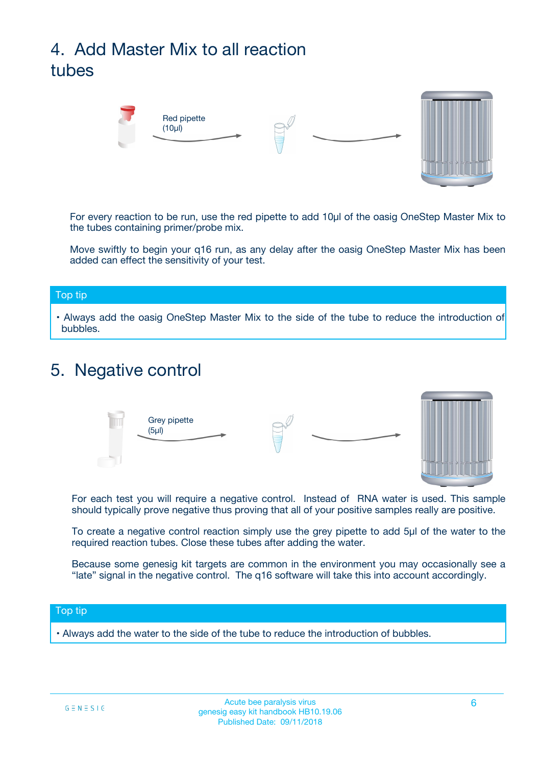## 4. Add Master Mix to all reaction tubes

Red pipette
(10µl)

For every reaction to be run, use the red pipette to add 10µl of the oasig OneStep Master Mix to the tubes containing primer/probe mix.

Move swiftly to begin your q16 run, as any delay after the oasig OneStep Master Mix has been added can effect the sensitivity of your test.

**Top tip**

- Always add the oasig OneStep Master Mix to the side of the tube to reduce the introduction of bubbles.

## 5. Negative control

Grey pipette
(5µl)

For each test you will require a negative control. Instead of RNA water is used. This sample should typically prove negative thus proving that all of your positive samples really are positive.

To create a negative control reaction simply use the grey pipette to add 5µl of the water to the required reaction tubes. Close these tubes after adding the water.

Because some genesig kit targets are common in the environment you may occasionally see a "late" signal in the negative control. The q16 software will take this into account accordingly.

**Top tip**

- Always add the water to the side of the tube to reduce the introduction of bubbles.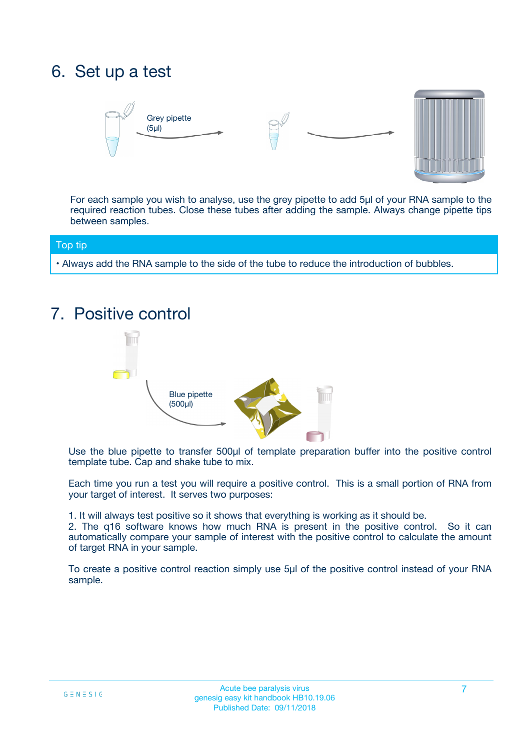## 6. Set up a test

Grey pipette (5µl)

For each sample you wish to analyse, use the grey pipette to add 5µl of your RNA sample to the required reaction tubes. Close these tubes after adding the sample. Always change pipette tips between samples.

**Top tip**

- Always add the RNA sample to the side of the tube to reduce the introduction of bubbles.

## 7. Positive control

Blue pipette (500µl)

Use the blue pipette to transfer 500µl of template preparation buffer into the positive control template tube. Cap and shake tube to mix.

Each time you run a test you will require a positive control. This is a small portion of RNA from your target of interest. It serves two purposes:

1. It will always test positive so it shows that everything is working as it should be.
2. The q16 software knows how much RNA is present in the positive control. So it can automatically compare your sample of interest with the positive control to calculate the amount of target RNA in your sample.

To create a positive control reaction simply use 5µl of the positive control instead of your RNA sample.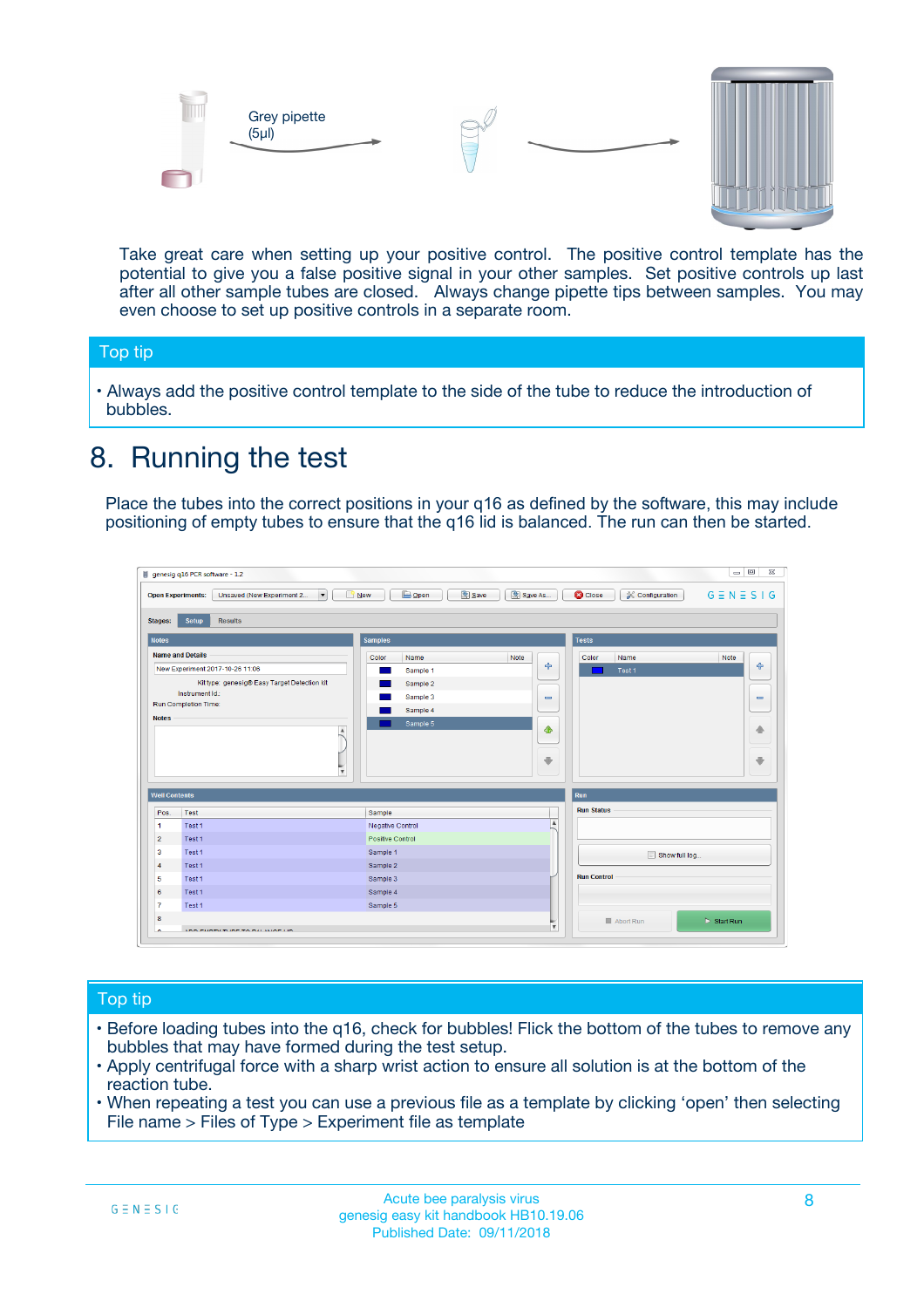Grey pipette (5µl)

Take great care when setting up your positive control. The positive control template has the potential to give you a false positive signal in your other samples. Set positive controls up last after all other sample tubes are closed. Always change pipette tips between samples. You may even choose to set up positive controls in a separate room.

## Top tip

- Always add the positive control template to the side of the tube to reduce the introduction of bubbles.

# 8. Running the test

Place the tubes into the correct positions in your q16 as defined by the software, this may include positioning of empty tubes to ensure that the q16 lid is balanced. The run can then be started.

## Top tip

- Before loading tubes into the q16, check for bubbles! Flick the bottom of the tubes to remove any bubbles that may have formed during the test setup.
- Apply centrifugal force with a sharp wrist action to ensure all solution is at the bottom of the reaction tube.
- When repeating a test you can use a previous file as a template by clicking 'open' then selecting File name > Files of Type > Experiment file as template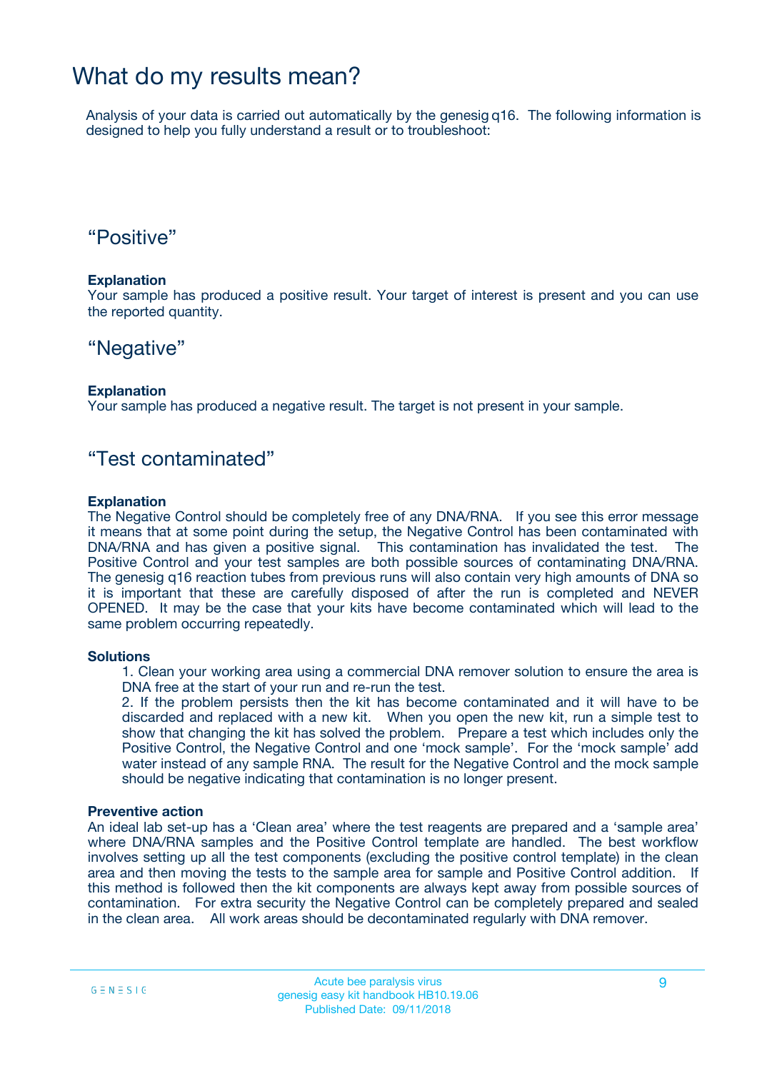# What do my results mean?

Analysis of your data is carried out automatically by the genesig q16. The following information is designed to help you fully understand a result or to troubleshoot:

## “Positive”

**Explanation**
Your sample has produced a positive result. Your target of interest is present and you can use the reported quantity.

## “Negative”

**Explanation**
Your sample has produced a negative result. The target is not present in your sample.

## “Test contaminated”

**Explanation**
The Negative Control should be completely free of any DNA/RNA. If you see this error message it means that at some point during the setup, the Negative Control has been contaminated with DNA/RNA and has given a positive signal. This contamination has invalidated the test. The Positive Control and your test samples are both possible sources of contaminating DNA/RNA. The genesig q16 reaction tubes from previous runs will also contain very high amounts of DNA so it is important that these are carefully disposed of after the run is completed and NEVER OPENED. It may be the case that your kits have become contaminated which will lead to the same problem occurring repeatedly.

**Solutions**

1. Clean your working area using a commercial DNA remover solution to ensure the area is DNA free at the start of your run and re-run the test.
2. If the problem persists then the kit has become contaminated and it will have to be discarded and replaced with a new kit. When you open the new kit, run a simple test to show that changing the kit has solved the problem. Prepare a test which includes only the Positive Control, the Negative Control and one ‘mock sample’. For the ‘mock sample’ add water instead of any sample RNA. The result for the Negative Control and the mock sample should be negative indicating that contamination is no longer present.

**Preventive action**
An ideal lab set-up has a ‘Clean area’ where the test reagents are prepared and a ‘sample area’ where DNA/RNA samples and the Positive Control template are handled. The best workflow involves setting up all the test components (excluding the positive control template) in the clean area and then moving the tests to the sample area for sample and Positive Control addition. If this method is followed then the kit components are always kept away from possible sources of contamination. For extra security the Negative Control can be completely prepared and sealed in the clean area. All work areas should be decontaminated regularly with DNA remover.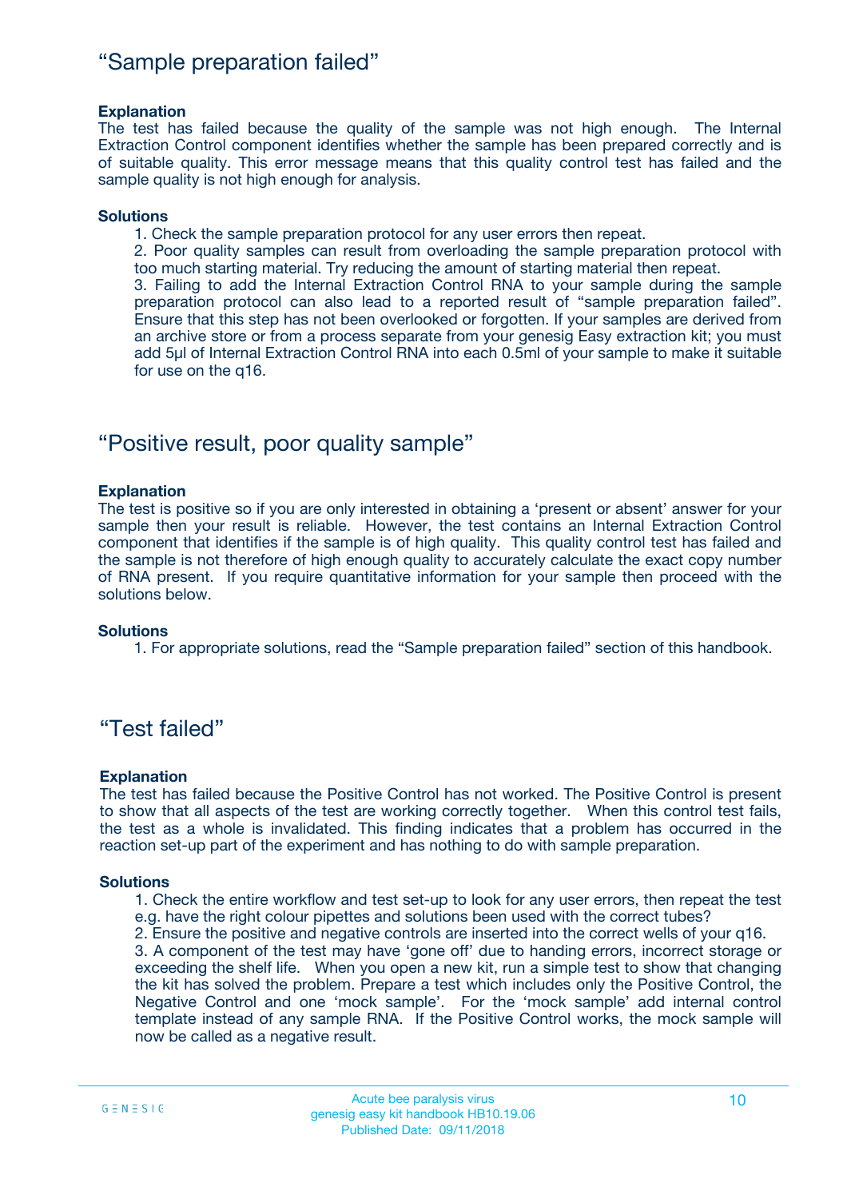## "Sample preparation failed"

**Explanation**

The test has failed because the quality of the sample was not high enough. The Internal Extraction Control component identifies whether the sample has been prepared correctly and is of suitable quality. This error message means that this quality control test has failed and the sample quality is not high enough for analysis.

**Solutions**

1. Check the sample preparation protocol for any user errors then repeat.
2. Poor quality samples can result from overloading the sample preparation protocol with too much starting material. Try reducing the amount of starting material then repeat.
3. Failing to add the Internal Extraction Control RNA to your sample during the sample preparation protocol can also lead to a reported result of "sample preparation failed". Ensure that this step has not been overlooked or forgotten. If your samples are derived from an archive store or from a process separate from your genesig Easy extraction kit; you must add 5µl of Internal Extraction Control RNA into each 0.5ml of your sample to make it suitable for use on the q16.

## "Positive result, poor quality sample"

**Explanation**

The test is positive so if you are only interested in obtaining a 'present or absent' answer for your sample then your result is reliable. However, the test contains an Internal Extraction Control component that identifies if the sample is of high quality. This quality control test has failed and the sample is not therefore of high enough quality to accurately calculate the exact copy number of RNA present. If you require quantitative information for your sample then proceed with the solutions below.

**Solutions**

1. For appropriate solutions, read the "Sample preparation failed" section of this handbook.

## "Test failed"

**Explanation**

The test has failed because the Positive Control has not worked. The Positive Control is present to show that all aspects of the test are working correctly together. When this control test fails, the test as a whole is invalidated. This finding indicates that a problem has occurred in the reaction set-up part of the experiment and has nothing to do with sample preparation.

**Solutions**

1. Check the entire workflow and test set-up to look for any user errors, then repeat the test e.g. have the right colour pipettes and solutions been used with the correct tubes?
2. Ensure the positive and negative controls are inserted into the correct wells of your q16.
3. A component of the test may have 'gone off' due to handing errors, incorrect storage or exceeding the shelf life. When you open a new kit, run a simple test to show that changing the kit has solved the problem. Prepare a test which includes only the Positive Control, the Negative Control and one 'mock sample'. For the 'mock sample' add internal control template instead of any sample RNA. If the Positive Control works, the mock sample will now be called as a negative result.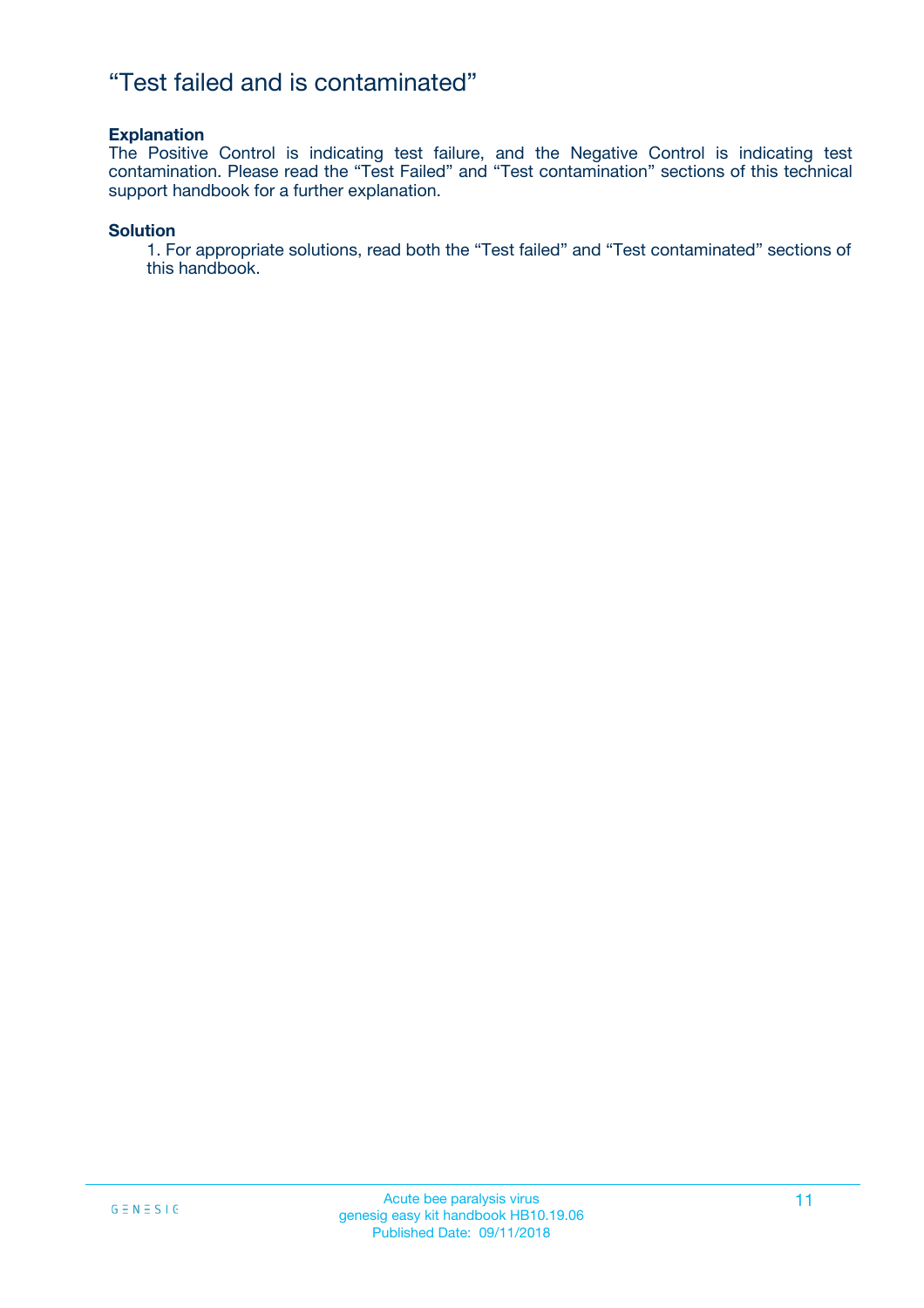# “Test failed and is contaminated”

**Explanation**

The Positive Control is indicating test failure, and the Negative Control is indicating test contamination. Please read the “Test Failed” and “Test contamination” sections of this technical support handbook for a further explanation.

**Solution**

1. For appropriate solutions, read both the “Test failed” and “Test contaminated” sections of this handbook.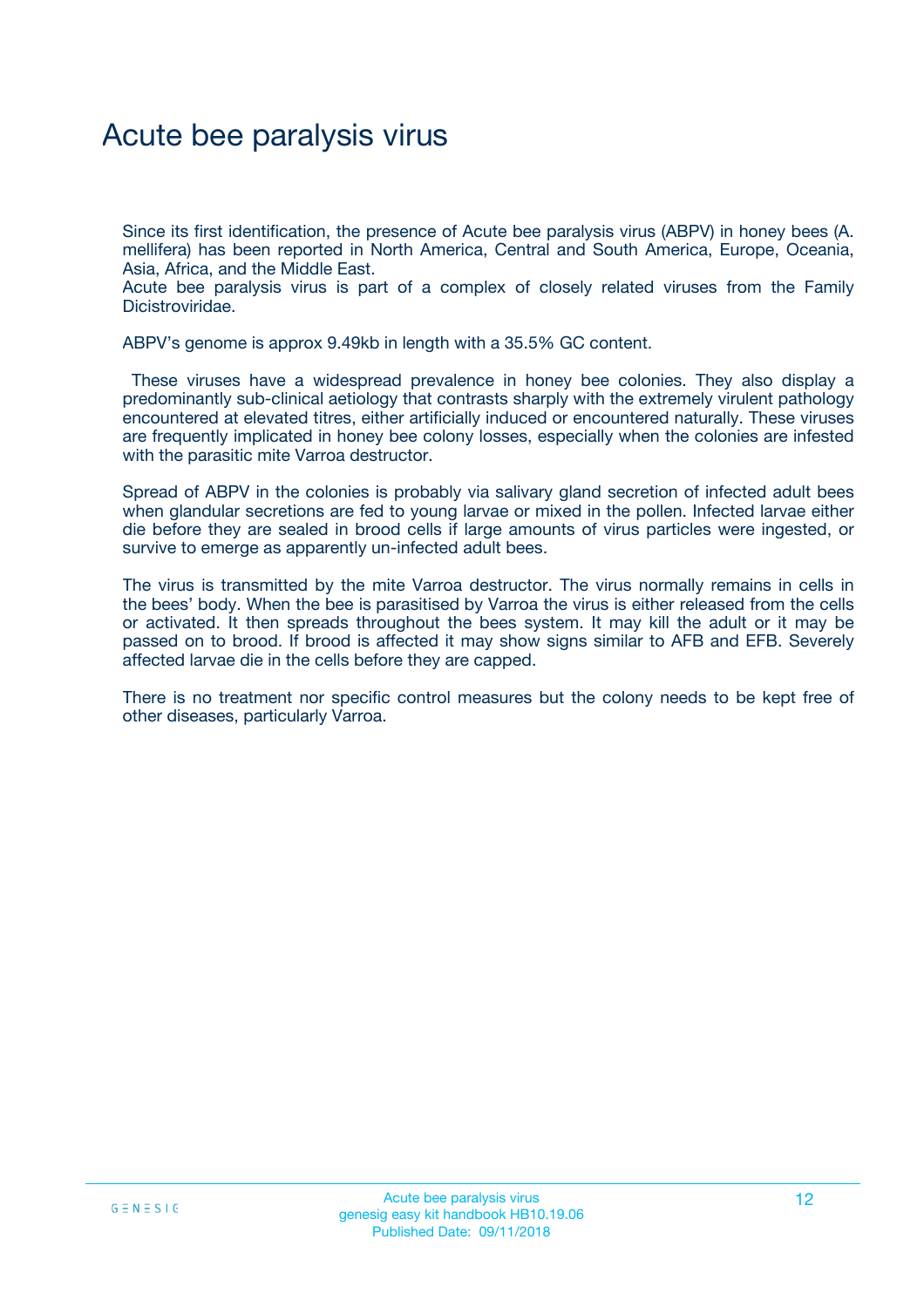# Acute bee paralysis virus

Since its first identification, the presence of Acute bee paralysis virus (ABPV) in honey bees (A. mellifera) has been reported in North America, Central and South America, Europe, Oceania, Asia, Africa, and the Middle East.
Acute bee paralysis virus is part of a complex of closely related viruses from the Family Dicistroviridae.

ABPV's genome is approx 9.49kb in length with a 35.5% GC content.

These viruses have a widespread prevalence in honey bee colonies. They also display a predominantly sub-clinical aetiology that contrasts sharply with the extremely virulent pathology encountered at elevated titres, either artificially induced or encountered naturally. These viruses are frequently implicated in honey bee colony losses, especially when the colonies are infested with the parasitic mite Varroa destructor.

Spread of ABPV in the colonies is probably via salivary gland secretion of infected adult bees when glandular secretions are fed to young larvae or mixed in the pollen. Infected larvae either die before they are sealed in brood cells if large amounts of virus particles were ingested, or survive to emerge as apparently un-infected adult bees.

The virus is transmitted by the mite Varroa destructor. The virus normally remains in cells in the bees' body. When the bee is parasitised by Varroa the virus is either released from the cells or activated. It then spreads throughout the bees system. It may kill the adult or it may be passed on to brood. If brood is affected it may show signs similar to AFB and EFB. Severely affected larvae die in the cells before they are capped.

There is no treatment nor specific control measures but the colony needs to be kept free of other diseases, particularly Varroa.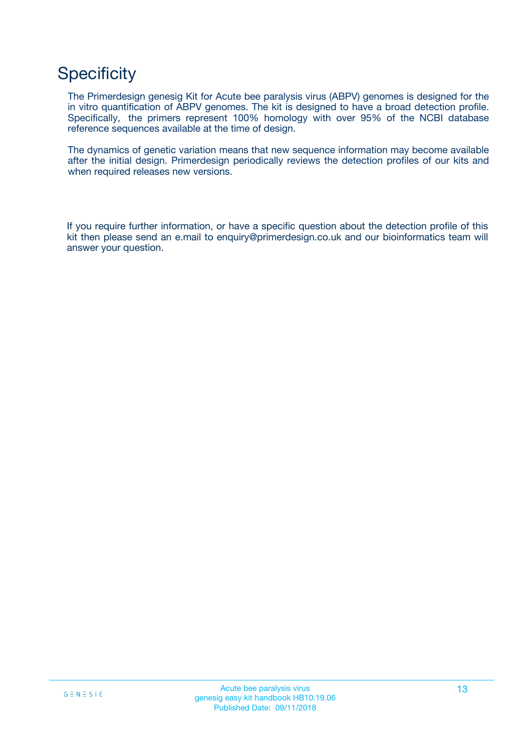# Specificity

The Primerdesign genesig Kit for Acute bee paralysis virus (ABPV) genomes is designed for the in vitro quantification of ABPV genomes. The kit is designed to have a broad detection profile. Specifically, the primers represent 100% homology with over 95% of the NCBI database reference sequences available at the time of design.

The dynamics of genetic variation means that new sequence information may become available after the initial design. Primerdesign periodically reviews the detection profiles of our kits and when required releases new versions.

If you require further information, or have a specific question about the detection profile of this kit then please send an e.mail to enquiry@primerdesign.co.uk and our bioinformatics team will answer your question.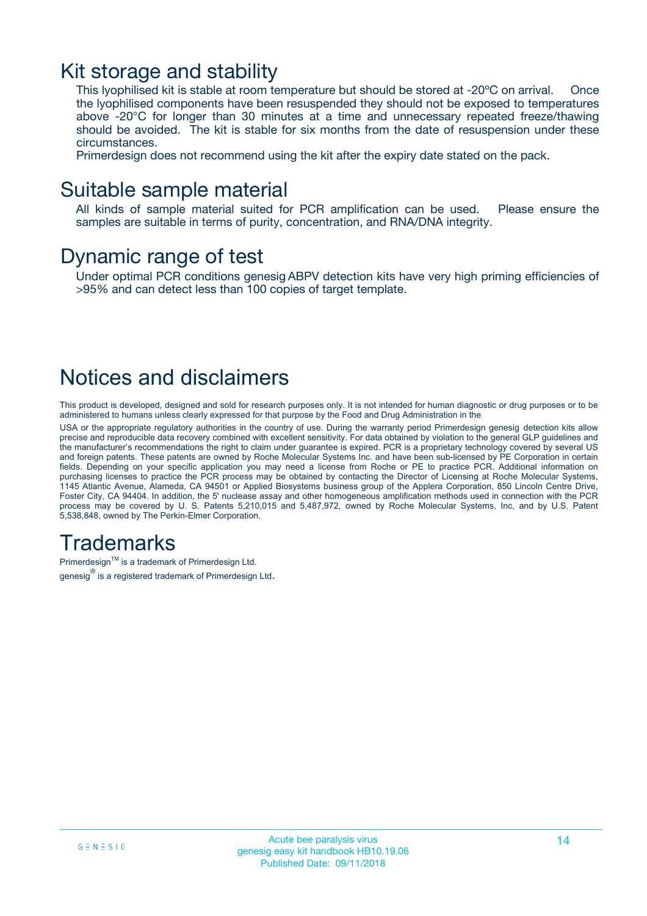## Kit storage and stability

This lyophilised kit is stable at room temperature but should be stored at -20ºC on arrival. Once the lyophilised components have been resuspended they should not be exposed to temperatures above -20°C for longer than 30 minutes at a time and unnecessary repeated freeze/thawing should be avoided. The kit is stable for six months from the date of resuspension under these circumstances.

Primerdesign does not recommend using the kit after the expiry date stated on the pack.

## Suitable sample material

All kinds of sample material suited for PCR amplification can be used. Please ensure the samples are suitable in terms of purity, concentration, and RNA/DNA integrity.

## Dynamic range of test

Under optimal PCR conditions genesig ABPV detection kits have very high priming efficiencies of >95% and can detect less than 100 copies of target template.

# Notices and disclaimers

This product is developed, designed and sold for research purposes only. It is not intended for human diagnostic or drug purposes or to be administered to humans unless clearly expressed for that purpose by the Food and Drug Administration in the

USA or the appropriate regulatory authorities in the country of use. During the warranty period Primerdesign genesig detection kits allow precise and reproducible data recovery combined with excellent sensitivity. For data obtained by violation to the general GLP guidelines and the manufacturer's recommendations the right to claim under guarantee is expired. PCR is a proprietary technology covered by several US and foreign patents. These patents are owned by Roche Molecular Systems Inc. and have been sub-licensed by PE Corporation in certain fields. Depending on your specific application you may need a license from Roche or PE to practice PCR. Additional information on purchasing licenses to practice the PCR process may be obtained by contacting the Director of Licensing at Roche Molecular Systems, 1145 Atlantic Avenue, Alameda, CA 94501 or Applied Biosystems business group of the Applera Corporation, 850 Lincoln Centre Drive, Foster City, CA 94404. In addition, the 5' nuclease assay and other homogeneous amplification methods used in connection with the PCR process may be covered by U. S. Patents 5,210,015 and 5,487,972, owned by Roche Molecular Systems, Inc, and by U.S. Patent 5,538,848, owned by The Perkin-Elmer Corporation.

# Trademarks

Primerdesign™ is a trademark of Primerdesign Ltd.

genesig® is a registered trademark of Primerdesign Ltd.